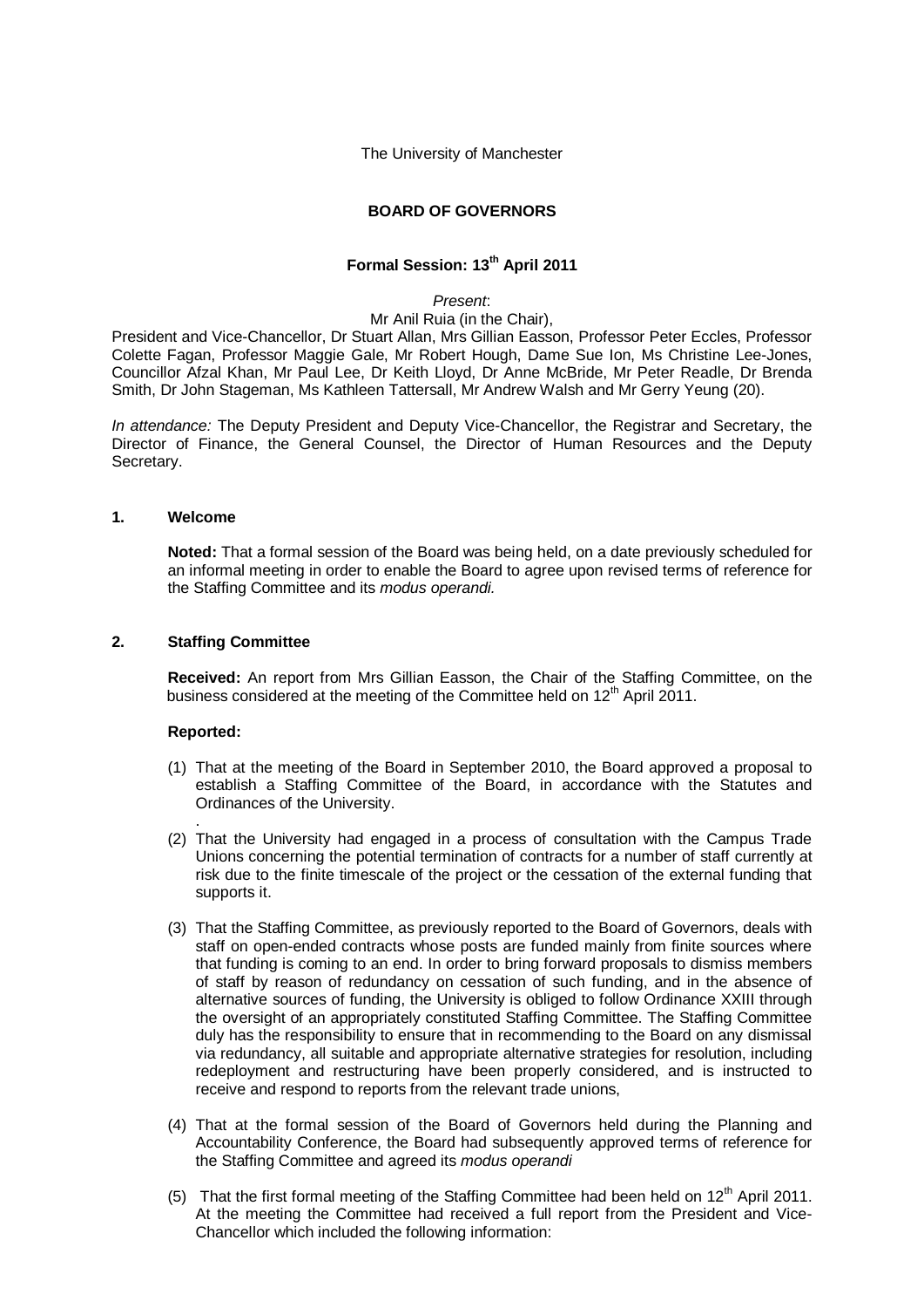The University of Manchester

**BOARD OF GOVERNORS**

**Formal Session: 13th April 2011**

*Present*:
Mr Anil Ruia (in the Chair),
President and Vice-Chancellor, Dr Stuart Allan, Mrs Gillian Easson, Professor Peter Eccles, Professor Colette Fagan, Professor Maggie Gale, Mr Robert Hough, Dame Sue Ion, Ms Christine Lee-Jones, Councillor Afzal Khan, Mr Paul Lee, Dr Keith Lloyd, Dr Anne McBride, Mr Peter Readle, Dr Brenda Smith, Dr John Stageman, Ms Kathleen Tattersall, Mr Andrew Walsh and Mr Gerry Yeung (20).

*In attendance:* The Deputy President and Deputy Vice-Chancellor, the Registrar and Secretary, the Director of Finance, the General Counsel, the Director of Human Resources and the Deputy Secretary.

## 1. Welcome

**Noted:** That a formal session of the Board was being held, on a date previously scheduled for an informal meeting in order to enable the Board to agree upon revised terms of reference for the Staffing Committee and its *modus operandi.*

## 2. Staffing Committee

**Received:** An report from Mrs Gillian Easson, the Chair of the Staffing Committee, on the business considered at the meeting of the Committee held on 12th April 2011.

**Reported:**

(1) That at the meeting of the Board in September 2010, the Board approved a proposal to establish a Staffing Committee of the Board, in accordance with the Statutes and Ordinances of the University.
.
(2) That the University had engaged in a process of consultation with the Campus Trade Unions concerning the potential termination of contracts for a number of staff currently at risk due to the finite timescale of the project or the cessation of the external funding that supports it.

(3) That the Staffing Committee, as previously reported to the Board of Governors, deals with staff on open-ended contracts whose posts are funded mainly from finite sources where that funding is coming to an end. In order to bring forward proposals to dismiss members of staff by reason of redundancy on cessation of such funding, and in the absence of alternative sources of funding, the University is obliged to follow Ordinance XXIII through the oversight of an appropriately constituted Staffing Committee. The Staffing Committee duly has the responsibility to ensure that in recommending to the Board on any dismissal via redundancy, all suitable and appropriate alternative strategies for resolution, including redeployment and restructuring have been properly considered, and is instructed to receive and respond to reports from the relevant trade unions,

(4) That at the formal session of the Board of Governors held during the Planning and Accountability Conference, the Board had subsequently approved terms of reference for the Staffing Committee and agreed its *modus operandi*

(5) That the first formal meeting of the Staffing Committee had been held on 12th April 2011. At the meeting the Committee had received a full report from the President and Vice-Chancellor which included the following information: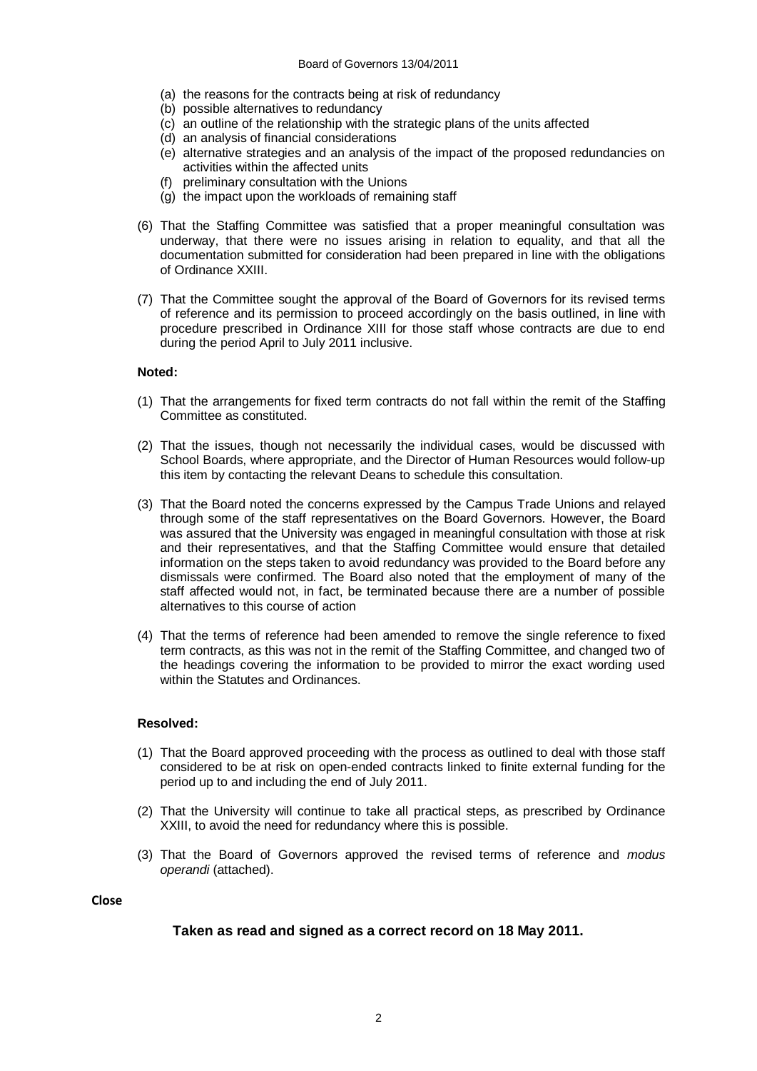(a) the reasons for the contracts being at risk of redundancy
(b) possible alternatives to redundancy
(c) an outline of the relationship with the strategic plans of the units affected
(d) an analysis of financial considerations
(e) alternative strategies and an analysis of the impact of the proposed redundancies on activities within the affected units
(f) preliminary consultation with the Unions
(g) the impact upon the workloads of remaining staff

(6) That the Staffing Committee was satisfied that a proper meaningful consultation was underway, that there were no issues arising in relation to equality, and that all the documentation submitted for consideration had been prepared in line with the obligations of Ordinance XXIII.

(7) That the Committee sought the approval of the Board of Governors for its revised terms of reference and its permission to proceed accordingly on the basis outlined, in line with procedure prescribed in Ordinance XIII for those staff whose contracts are due to end during the period April to July 2011 inclusive.

**Noted:**

(1) That the arrangements for fixed term contracts do not fall within the remit of the Staffing Committee as constituted.

(2) That the issues, though not necessarily the individual cases, would be discussed with School Boards, where appropriate, and the Director of Human Resources would follow-up this item by contacting the relevant Deans to schedule this consultation.

(3) That the Board noted the concerns expressed by the Campus Trade Unions and relayed through some of the staff representatives on the Board Governors. However, the Board was assured that the University was engaged in meaningful consultation with those at risk and their representatives, and that the Staffing Committee would ensure that detailed information on the steps taken to avoid redundancy was provided to the Board before any dismissals were confirmed. The Board also noted that the employment of many of the staff affected would not, in fact, be terminated because there are a number of possible alternatives to this course of action

(4) That the terms of reference had been amended to remove the single reference to fixed term contracts, as this was not in the remit of the Staffing Committee, and changed two of the headings covering the information to be provided to mirror the exact wording used within the Statutes and Ordinances.

**Resolved:**

(1) That the Board approved proceeding with the process as outlined to deal with those staff considered to be at risk on open-ended contracts linked to finite external funding for the period up to and including the end of July 2011.

(2) That the University will continue to take all practical steps, as prescribed by Ordinance XXIII, to avoid the need for redundancy where this is possible.

(3) That the Board of Governors approved the revised terms of reference and *modus operandi* (attached).

**Close**

**Taken as read and signed as a correct record on 18 May 2011.**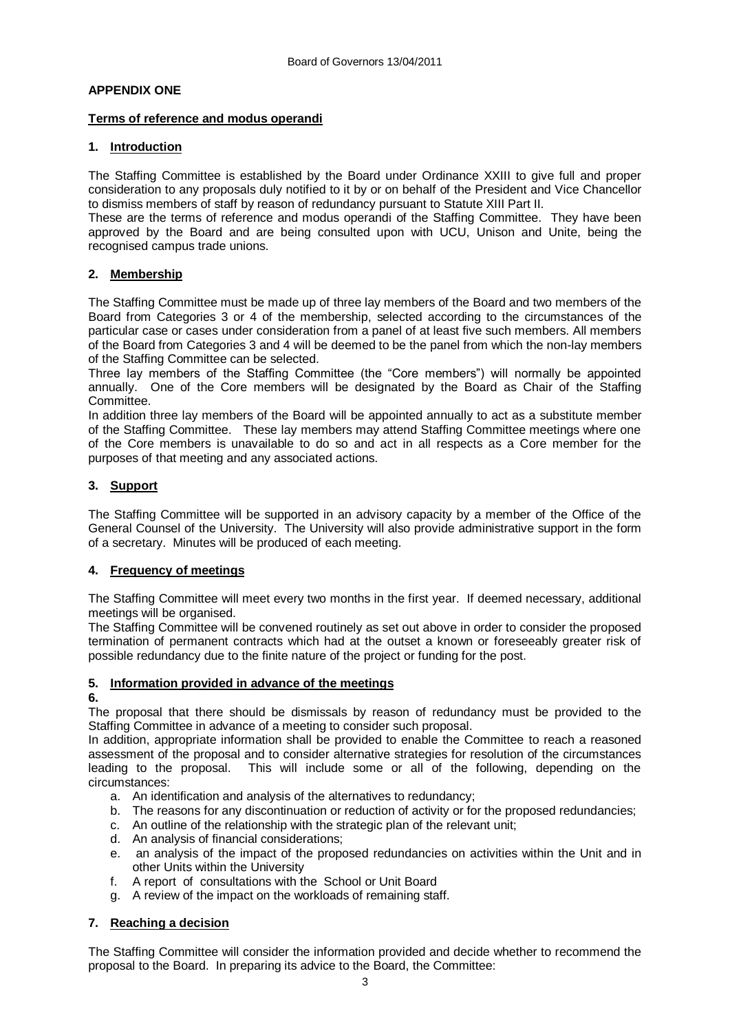## APPENDIX ONE

### Terms of reference and modus operandi

### 1. Introduction

The Staffing Committee is established by the Board under Ordinance XXIII to give full and proper consideration to any proposals duly notified to it by or on behalf of the President and Vice Chancellor to dismiss members of staff by reason of redundancy pursuant to Statute XIII Part II.

These are the terms of reference and modus operandi of the Staffing Committee. They have been approved by the Board and are being consulted upon with UCU, Unison and Unite, being the recognised campus trade unions.

### 2. Membership

The Staffing Committee must be made up of three lay members of the Board and two members of the Board from Categories 3 or 4 of the membership, selected according to the circumstances of the particular case or cases under consideration from a panel of at least five such members. All members of the Board from Categories 3 and 4 will be deemed to be the panel from which the non-lay members of the Staffing Committee can be selected.

Three lay members of the Staffing Committee (the "Core members") will normally be appointed annually. One of the Core members will be designated by the Board as Chair of the Staffing Committee.

In addition three lay members of the Board will be appointed annually to act as a substitute member of the Staffing Committee. These lay members may attend Staffing Committee meetings where one of the Core members is unavailable to do so and act in all respects as a Core member for the purposes of that meeting and any associated actions.

### 3. Support

The Staffing Committee will be supported in an advisory capacity by a member of the Office of the General Counsel of the University. The University will also provide administrative support in the form of a secretary. Minutes will be produced of each meeting.

### 4. Frequency of meetings

The Staffing Committee will meet every two months in the first year. If deemed necessary, additional meetings will be organised.

The Staffing Committee will be convened routinely as set out above in order to consider the proposed termination of permanent contracts which had at the outset a known or foreseeably greater risk of possible redundancy due to the finite nature of the project or funding for the post.

### 5. Information provided in advance of the meetings

**6.**

The proposal that there should be dismissals by reason of redundancy must be provided to the Staffing Committee in advance of a meeting to consider such proposal.

In addition, appropriate information shall be provided to enable the Committee to reach a reasoned assessment of the proposal and to consider alternative strategies for resolution of the circumstances leading to the proposal. This will include some or all of the following, depending on the circumstances:

a. An identification and analysis of the alternatives to redundancy;
b. The reasons for any discontinuation or reduction of activity or for the proposed redundancies;
c. An outline of the relationship with the strategic plan of the relevant unit;
d. An analysis of financial considerations;
e. an analysis of the impact of the proposed redundancies on activities within the Unit and in other Units within the University
f. A report of consultations with the School or Unit Board
g. A review of the impact on the workloads of remaining staff.

### 7. Reaching a decision

The Staffing Committee will consider the information provided and decide whether to recommend the proposal to the Board. In preparing its advice to the Board, the Committee: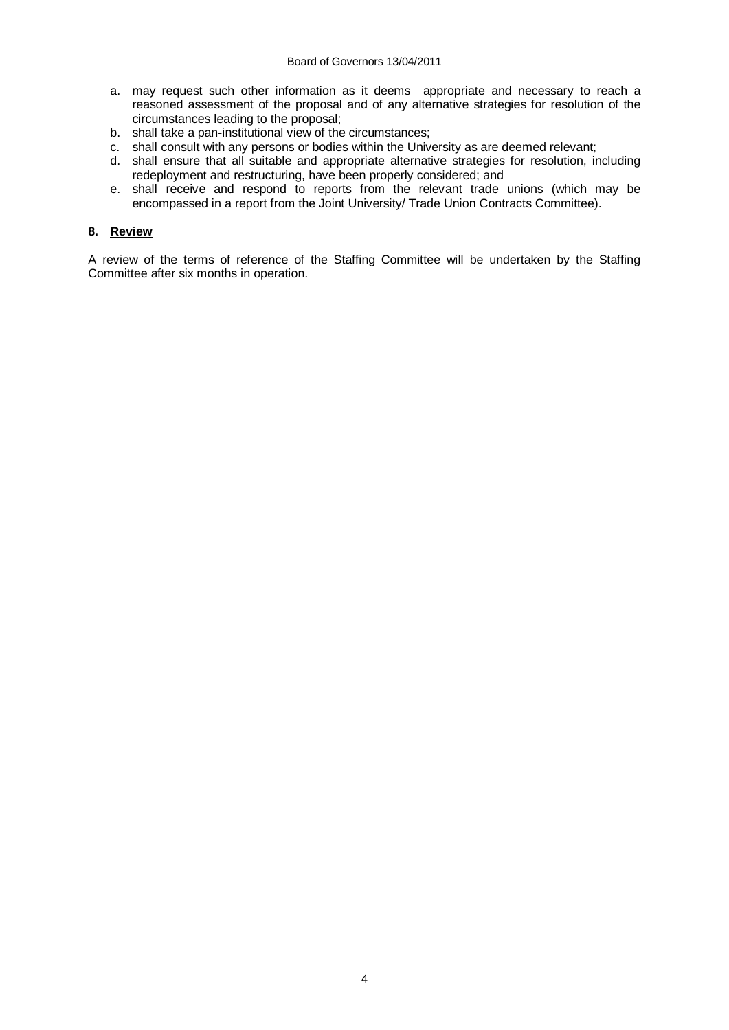a. may request such other information as it deems appropriate and necessary to reach a reasoned assessment of the proposal and of any alternative strategies for resolution of the circumstances leading to the proposal;
b. shall take a pan-institutional view of the circumstances;
c. shall consult with any persons or bodies within the University as are deemed relevant;
d. shall ensure that all suitable and appropriate alternative strategies for resolution, including redeployment and restructuring, have been properly considered; and
e. shall receive and respond to reports from the relevant trade unions (which may be encompassed in a report from the Joint University/ Trade Union Contracts Committee).

## 8. Review

A review of the terms of reference of the Staffing Committee will be undertaken by the Staffing Committee after six months in operation.